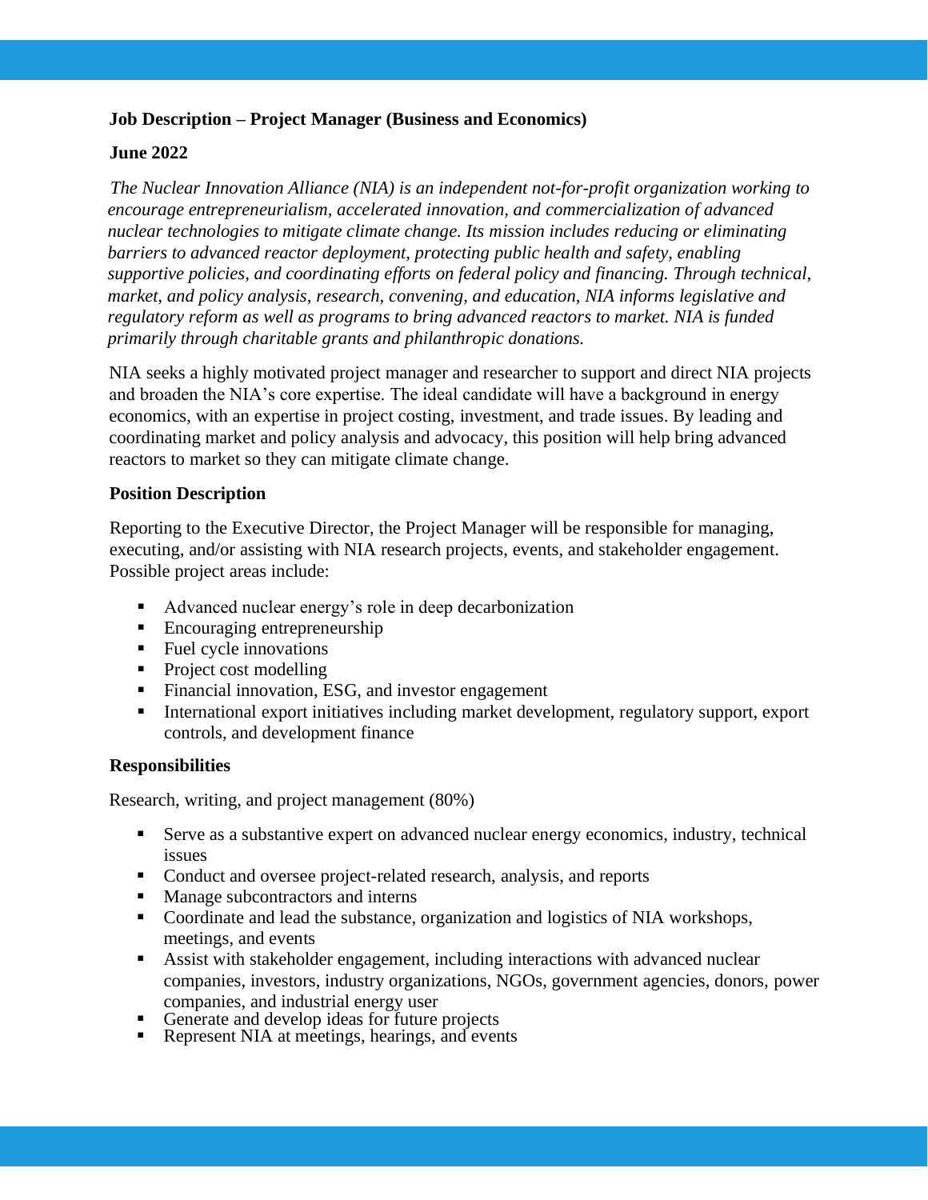**Job Description – Project Manager (Business and Economics)**

**June 2022**

*The Nuclear Innovation Alliance (NIA) is an independent not-for-profit organization working to encourage entrepreneurialism, accelerated innovation, and commercialization of advanced nuclear technologies to mitigate climate change. Its mission includes reducing or eliminating barriers to advanced reactor deployment, protecting public health and safety, enabling supportive policies, and coordinating efforts on federal policy and financing. Through technical, market, and policy analysis, research, convening, and education, NIA informs legislative and regulatory reform as well as programs to bring advanced reactors to market. NIA is funded primarily through charitable grants and philanthropic donations.*

NIA seeks a highly motivated project manager and researcher to support and direct NIA projects and broaden the NIA's core expertise. The ideal candidate will have a background in energy economics, with an expertise in project costing, investment, and trade issues. By leading and coordinating market and policy analysis and advocacy, this position will help bring advanced reactors to market so they can mitigate climate change.

**Position Description**

Reporting to the Executive Director, the Project Manager will be responsible for managing, executing, and/or assisting with NIA research projects, events, and stakeholder engagement. Possible project areas include:

- Advanced nuclear energy's role in deep decarbonization
- Encouraging entrepreneurship
- Fuel cycle innovations
- Project cost modelling
- Financial innovation, ESG, and investor engagement
- International export initiatives including market development, regulatory support, export controls, and development finance

**Responsibilities**

Research, writing, and project management (80%)

- Serve as a substantive expert on advanced nuclear energy economics, industry, technical issues
- Conduct and oversee project-related research, analysis, and reports
- Manage subcontractors and interns
- Coordinate and lead the substance, organization and logistics of NIA workshops, meetings, and events
- Assist with stakeholder engagement, including interactions with advanced nuclear companies, investors, industry organizations, NGOs, government agencies, donors, power companies, and industrial energy user
- Generate and develop ideas for future projects
- Represent NIA at meetings, hearings, and events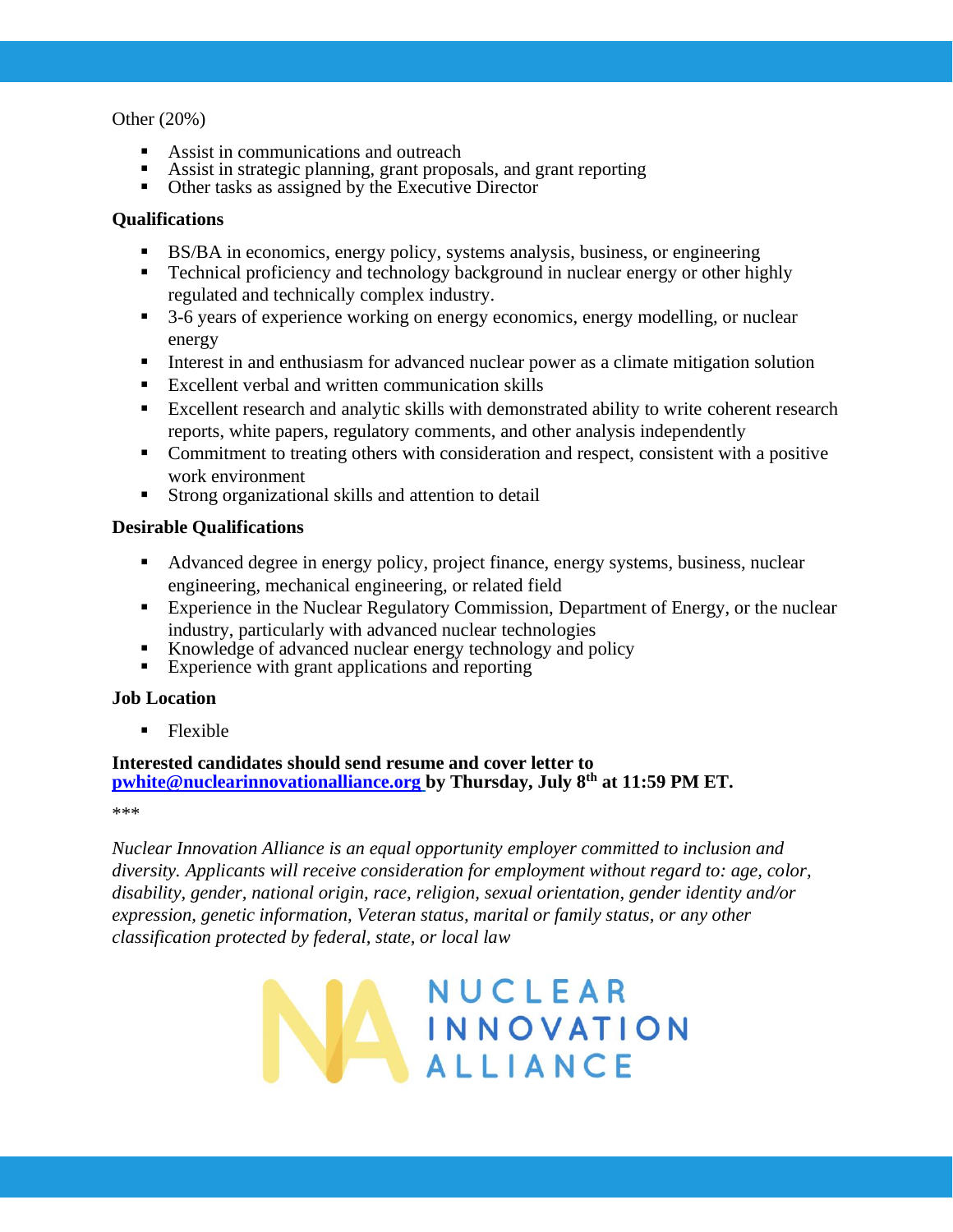Other (20%)

- Assist in communications and outreach
- Assist in strategic planning, grant proposals, and grant reporting
- Other tasks as assigned by the Executive Director

**Qualifications**

- BS/BA in economics, energy policy, systems analysis, business, or engineering
- Technical proficiency and technology background in nuclear energy or other highly regulated and technically complex industry.
- 3-6 years of experience working on energy economics, energy modelling, or nuclear energy
- Interest in and enthusiasm for advanced nuclear power as a climate mitigation solution
- Excellent verbal and written communication skills
- Excellent research and analytic skills with demonstrated ability to write coherent research reports, white papers, regulatory comments, and other analysis independently
- Commitment to treating others with consideration and respect, consistent with a positive work environment
- Strong organizational skills and attention to detail

**Desirable Qualifications**

- Advanced degree in energy policy, project finance, energy systems, business, nuclear engineering, mechanical engineering, or related field
- Experience in the Nuclear Regulatory Commission, Department of Energy, or the nuclear industry, particularly with advanced nuclear technologies
- Knowledge of advanced nuclear energy technology and policy
- Experience with grant applications and reporting

**Job Location**

- Flexible

**Interested candidates should send resume and cover letter to pwhite@nuclearinnovationalliance.org by Thursday, July 8th at 11:59 PM ET.**

***

*Nuclear Innovation Alliance is an equal opportunity employer committed to inclusion and diversity. Applicants will receive consideration for employment without regard to: age, color, disability, gender, national origin, race, religion, sexual orientation, gender identity and/or expression, genetic information, Veteran status, marital or family status, or any other classification protected by federal, state, or local law*

NUCLEAR INNOVATION ALLIANCE